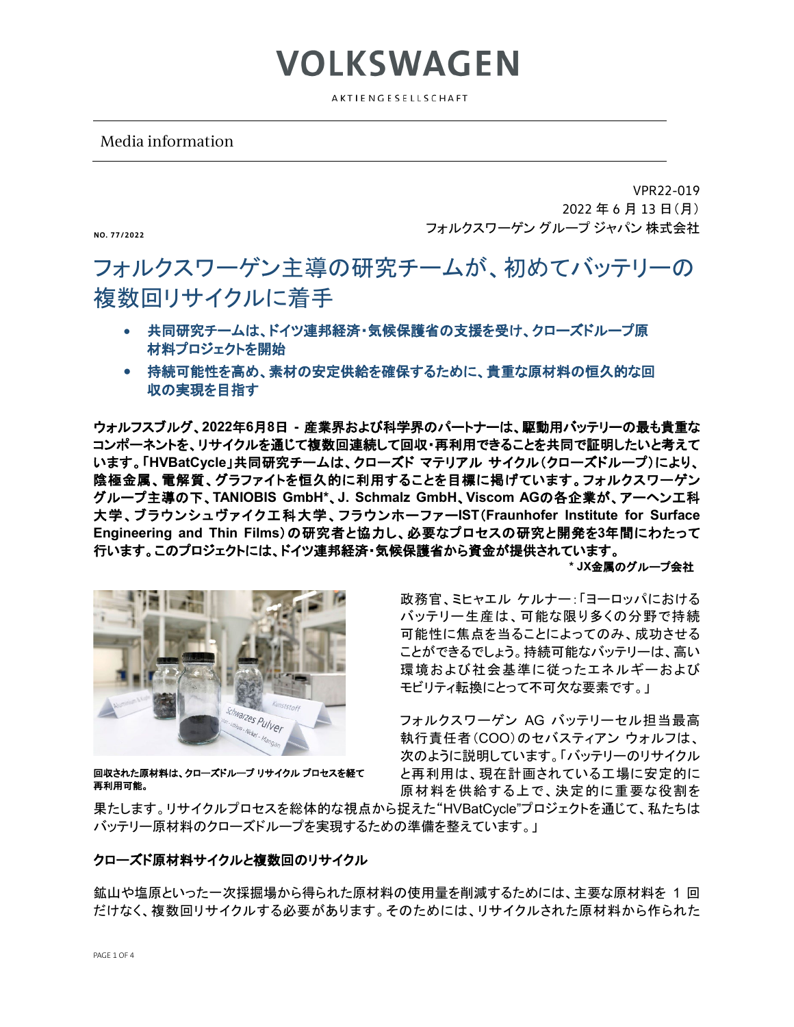# VOLKSWAGEN

AKTIENGESELLSCHAFT

Media information

VPR22-019
2022 年 6 月 13 日(月)
フォルクスワーゲン グループ ジャパン 株式会社

NO. 77/2022

## フォルクスワーゲン主導の研究チームが、初めてバッテリーの複数回リサイクルに着手

- **共同研究チームは、ドイツ連邦経済・気候保護省の支援を受け、クローズドループ原材料プロジェクトを開始**
- **持続可能性を高め、素材の安定供給を確保するために、貴重な原材料の恒久的な回収の実現を目指す**

**ウォルフスブルグ、2022年6月8日 - 産業界および科学界のパートナーは、駆動用バッテリーの最も貴重なコンポーネントを、リサイクルを通じて複数回連続して回収・再利用できることを共同で証明したいと考えています。「HVBatCycle」共同研究チームは、クローズド マテリアル サイクル(クローズドループ)により、陰極金属、電解質、グラファイトを恒久的に利用することを目標に掲げています。フォルクスワーゲン グループ主導の下、TANIOBIS GmbH*、J. Schmalz GmbH、Viscom AGの各企業が、アーヘン工科大学、ブラウンシュヴァイク工科大学、フラウンホーファーIST(Fraunhofer Institute for Surface Engineering and Thin Films)の研究者と協力し、必要なプロセスの研究と開発を3年間にわたって行います。このプロジェクトには、ドイツ連邦経済・気候保護省から資金が提供されています。**

**\* JX金属のグループ会社**

**回収された原材料は、クローズドループ リサイクル プロセスを経て再利用可能。**

政務官、ミヒャエル ケルナー:「ヨーロッパにおけるバッテリー生産は、可能な限り多くの分野で持続可能性に焦点を当ることによってのみ、成功させることができるでしょう。持続可能なバッテリーは、高い環境および社会基準に従ったエネルギーおよびモビリティ転換にとって不可欠な要素です。」

フォルクスワーゲン AG バッテリーセル担当最高執行責任者(COO)のセバスティアン ウォルフは、次のように説明しています。「バッテリーのリサイクルと再利用は、現在計画されている工場に安定的に原材料を供給する上で、決定的に重要な役割を果たします。リサイクルプロセスを総体的な視点から捉えた“HVBatCycle”プロジェクトを通じて、私たちはバッテリー原材料のクローズドループを実現するための準備を整えています。」

### クローズド原材料サイクルと複数回のリサイクル

鉱山や塩原といった一次採掘場から得られた原材料の使用量を削減するためには、主要な原材料を 1 回だけなく、複数回リサイクルする必要があります。そのためには、リサイクルされた原材料から作られた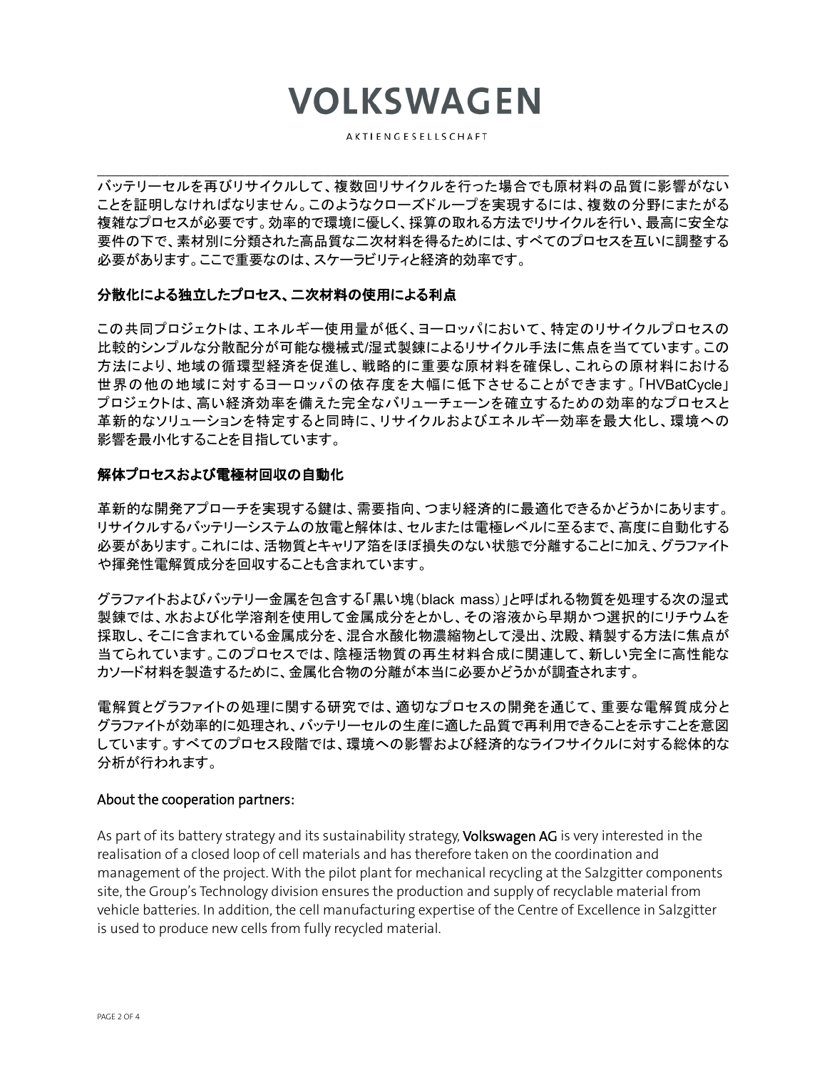バッテリーセルを再びリサイクルして、複数回リサイクルを行った場合でも原材料の品質に影響がないことを証明しなければなりません。このようなクローズドループを実現するには、複数の分野にまたがる複雑なプロセスが必要です。効率的で環境に優しく、採算の取れる方法でリサイクルを行い、最高に安全な要件の下で、素材別に分類された高品質な二次材料を得るためには、すべてのプロセスを互いに調整する必要があります。ここで重要なのは、スケーラビリティと経済的効率です。

**分散化による独立したプロセス、二次材料の使用による利点**

この共同プロジェクトは、エネルギー使用量が低く、ヨーロッパにおいて、特定のリサイクルプロセスの比較的シンプルな分散配分が可能な機械式/湿式製錬によるリサイクル手法に焦点を当てています。この方法により、地域の循環型経済を促進し、戦略的に重要な原材料を確保し、これらの原材料における世界の他の地域に対するヨーロッパの依存度を大幅に低下させることができます。「HVBatCycle」プロジェクトは、高い経済効率を備えた完全なバリューチェーンを確立するための効率的なプロセスと革新的なソリューションを特定すると同時に、リサイクルおよびエネルギー効率を最大化し、環境への影響を最小化することを目指しています。

**解体プロセスおよび電極材回収の自動化**

革新的な開発アプローチを実現する鍵は、需要指向、つまり経済的に最適化できるかどうかにあります。リサイクルするバッテリーシステムの放電と解体は、セルまたは電極レベルに至るまで、高度に自動化する必要があります。これには、活物質とキャリア箔をほぼ損失のない状態で分離することに加え、グラファイトや揮発性電解質成分を回収することも含まれています。

グラファイトおよびバッテリー金属を包含する「黒い塊（black mass）」と呼ばれる物質を処理する次の湿式製錬では、水および化学溶剤を使用して金属成分をとかし、その溶液から早期かつ選択的にリチウムを採取し、そこに含まれている金属成分を、混合水酸化物濃縮物として浸出、沈殿、精製する方法に焦点が当てられています。このプロセスでは、陰極活物質の再生材料合成に関連して、新しい完全に高性能なカソード材料を製造するために、金属化合物の分離が本当に必要かどうかが調査されます。

電解質とグラファイトの処理に関する研究では、適切なプロセスの開発を通じて、重要な電解質成分とグラファイトが効率的に処理され、バッテリーセルの生産に適した品質で再利用できることを示すことを意図しています。すべてのプロセス段階では、環境への影響および経済的なライフサイクルに対する総体的な分析が行われます。

About the cooperation partners:

As part of its battery strategy and its sustainability strategy, **Volkswagen AG** is very interested in the realisation of a closed loop of cell materials and has therefore taken on the coordination and management of the project. With the pilot plant for mechanical recycling at the Salzgitter components site, the Group's Technology division ensures the production and supply of recyclable material from vehicle batteries. In addition, the cell manufacturing expertise of the Centre of Excellence in Salzgitter is used to produce new cells from fully recycled material.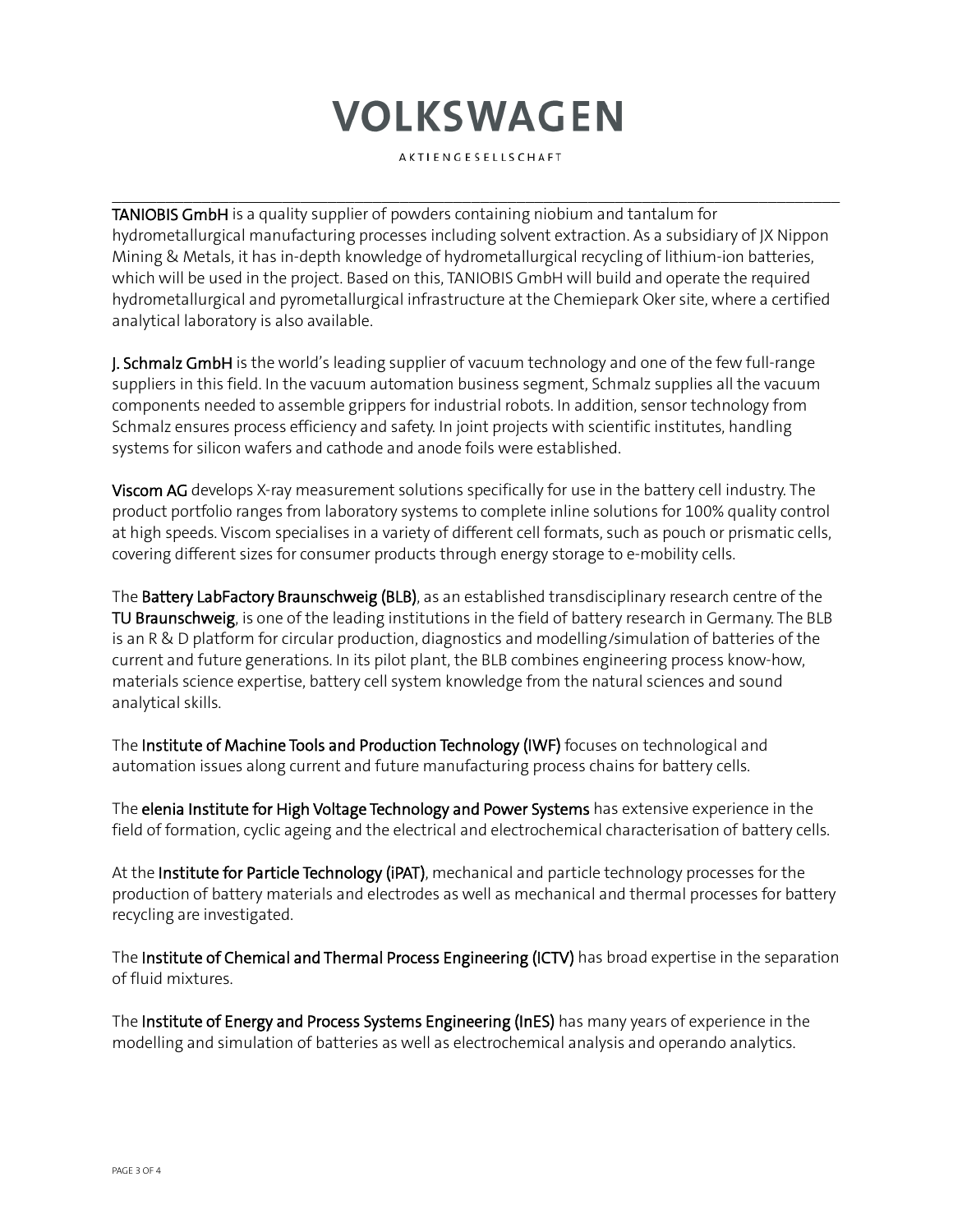**TANIOBIS GmbH** is a quality supplier of powders containing niobium and tantalum for hydrometallurgical manufacturing processes including solvent extraction. As a subsidiary of JX Nippon Mining & Metals, it has in-depth knowledge of hydrometallurgical recycling of lithium-ion batteries, which will be used in the project. Based on this, TANIOBIS GmbH will build and operate the required hydrometallurgical and pyrometallurgical infrastructure at the Chemiepark Oker site, where a certified analytical laboratory is also available.

**J. Schmalz GmbH** is the world's leading supplier of vacuum technology and one of the few full-range suppliers in this field. In the vacuum automation business segment, Schmalz supplies all the vacuum components needed to assemble grippers for industrial robots. In addition, sensor technology from Schmalz ensures process efficiency and safety. In joint projects with scientific institutes, handling systems for silicon wafers and cathode and anode foils were established.

**Viscom AG** develops X-ray measurement solutions specifically for use in the battery cell industry. The product portfolio ranges from laboratory systems to complete inline solutions for 100% quality control at high speeds. Viscom specialises in a variety of different cell formats, such as pouch or prismatic cells, covering different sizes for consumer products through energy storage to e-mobility cells.

The **Battery LabFactory Braunschweig (BLB)**, as an established transdisciplinary research centre of the **TU Braunschweig**, is one of the leading institutions in the field of battery research in Germany. The BLB is an R & D platform for circular production, diagnostics and modelling/simulation of batteries of the current and future generations. In its pilot plant, the BLB combines engineering process know-how, materials science expertise, battery cell system knowledge from the natural sciences and sound analytical skills.

The **Institute of Machine Tools and Production Technology (IWF)** focuses on technological and automation issues along current and future manufacturing process chains for battery cells.

The **elenia Institute for High Voltage Technology and Power Systems** has extensive experience in the field of formation, cyclic ageing and the electrical and electrochemical characterisation of battery cells.

At the **Institute for Particle Technology (iPAT)**, mechanical and particle technology processes for the production of battery materials and electrodes as well as mechanical and thermal processes for battery recycling are investigated.

The **Institute of Chemical and Thermal Process Engineering (ICTV)** has broad expertise in the separation of fluid mixtures.

The **Institute of Energy and Process Systems Engineering (InES)** has many years of experience in the modelling and simulation of batteries as well as electrochemical analysis and operando analytics.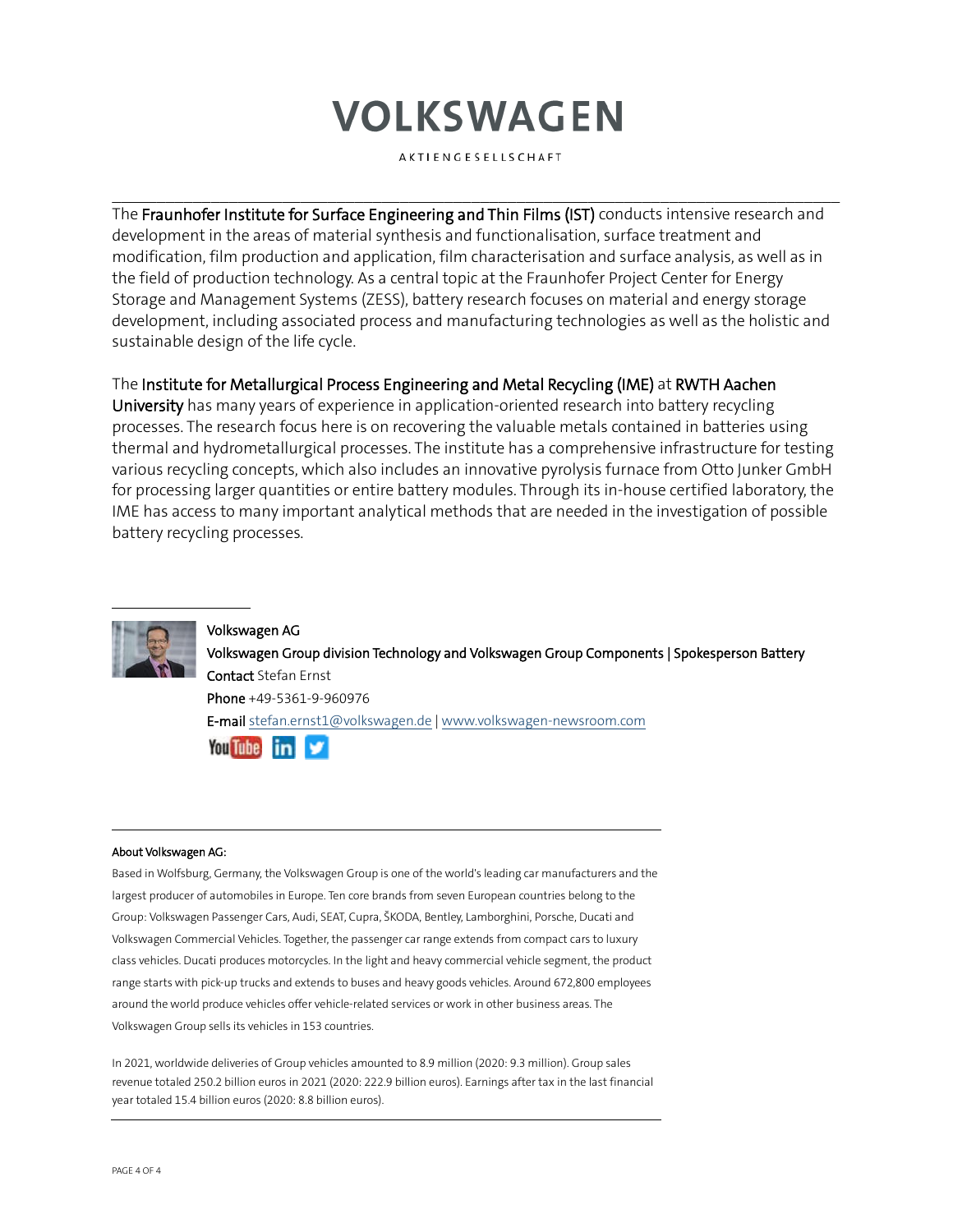The **Fraunhofer Institute for Surface Engineering and Thin Films (IST)** conducts intensive research and development in the areas of material synthesis and functionalisation, surface treatment and modification, film production and application, film characterisation and surface analysis, as well as in the field of production technology. As a central topic at the Fraunhofer Project Center for Energy Storage and Management Systems (ZESS), battery research focuses on material and energy storage development, including associated process and manufacturing technologies as well as the holistic and sustainable design of the life cycle.

The **Institute for Metallurgical Process Engineering and Metal Recycling (IME)** at **RWTH Aachen University** has many years of experience in application-oriented research into battery recycling processes. The research focus here is on recovering the valuable metals contained in batteries using thermal and hydrometallurgical processes. The institute has a comprehensive infrastructure for testing various recycling concepts, which also includes an innovative pyrolysis furnace from Otto Junker GmbH for processing larger quantities or entire battery modules. Through its in-house certified laboratory, the IME has access to many important analytical methods that are needed in the investigation of possible battery recycling processes.

**Volkswagen AG**
**Volkswagen Group division Technology and Volkswagen Group Components | Spokesperson Battery**
**Contact** Stefan Ernst
**Phone** +49-5361-9-960976
**E-mail** stefan.ernst1@volkswagen.de | www.volkswagen-newsroom.com

**About Volkswagen AG:**

Based in Wolfsburg, Germany, the Volkswagen Group is one of the world's leading car manufacturers and the largest producer of automobiles in Europe. Ten core brands from seven European countries belong to the Group: Volkswagen Passenger Cars, Audi, SEAT, Cupra, ŠKODA, Bentley, Lamborghini, Porsche, Ducati and Volkswagen Commercial Vehicles. Together, the passenger car range extends from compact cars to luxury class vehicles. Ducati produces motorcycles. In the light and heavy commercial vehicle segment, the product range starts with pick-up trucks and extends to buses and heavy goods vehicles. Around 672,800 employees around the world produce vehicles offer vehicle-related services or work in other business areas. The Volkswagen Group sells its vehicles in 153 countries.

In 2021, worldwide deliveries of Group vehicles amounted to 8.9 million (2020: 9.3 million). Group sales revenue totaled 250.2 billion euros in 2021 (2020: 222.9 billion euros). Earnings after tax in the last financial year totaled 15.4 billion euros (2020: 8.8 billion euros).